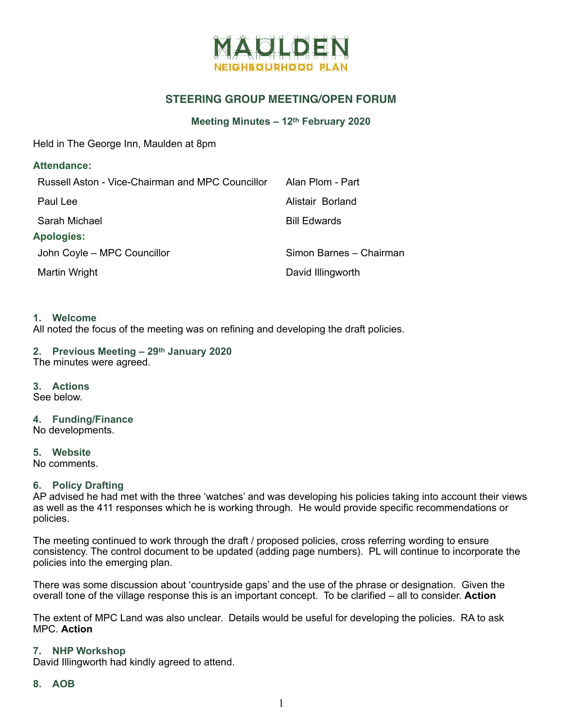# MAULDEN NEIGHBOURHOOD PLAN

## STEERING GROUP MEETING/OPEN FORUM

### Meeting Minutes – 12th February 2020

Held in The George Inn, Maulden at 8pm

**Attendance:**

| | |
|---|---|
| Russell Aston - Vice-Chairman and MPC Councillor | Alan Plom - Part |
| Paul Lee | Alistair Borland |
| Sarah Michael | Bill Edwards |

**Apologies:**

| | |
|---|---|
| John Coyle – MPC Councillor | Simon Barnes – Chairman |
| Martin Wright | David Illingworth |

**1. Welcome**

All noted the focus of the meeting was on refining and developing the draft policies.

**2. Previous Meeting – 29th January 2020**

The minutes were agreed.

**3. Actions**

See below.

**4. Funding/Finance**

No developments.

**5. Website**

No comments.

**6. Policy Drafting**

AP advised he had met with the three 'watches' and was developing his policies taking into account their views as well as the 411 responses which he is working through. He would provide specific recommendations or policies.

The meeting continued to work through the draft / proposed policies, cross referring wording to ensure consistency. The control document to be updated (adding page numbers). PL will continue to incorporate the policies into the emerging plan.

There was some discussion about 'countryside gaps' and the use of the phrase or designation. Given the overall tone of the village response this is an important concept. To be clarified – all to consider. **Action**

The extent of MPC Land was also unclear. Details would be useful for developing the policies. RA to ask MPC. **Action**

**7. NHP Workshop**

David Illingworth had kindly agreed to attend.

**8. AOB**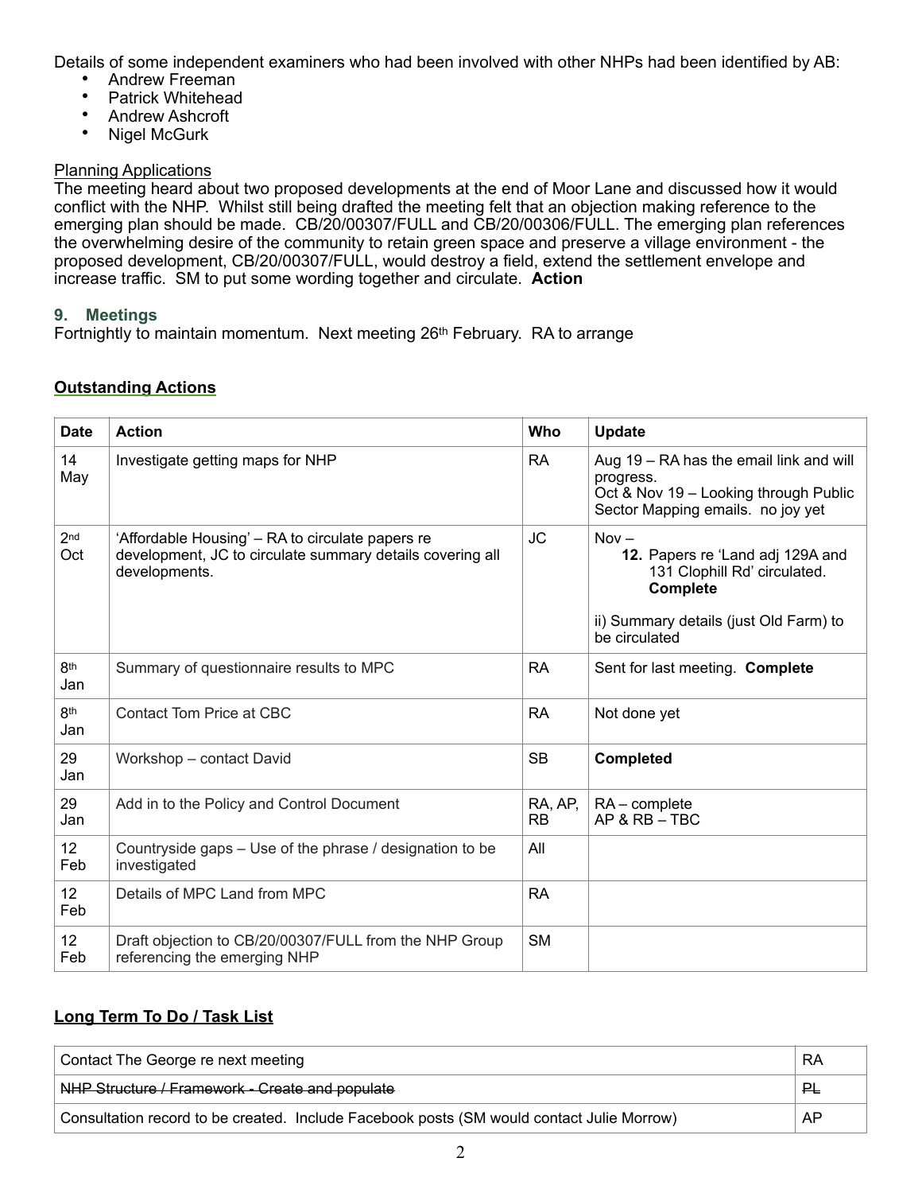Details of some independent examiners who had been involved with other NHPs had been identified by AB:

- Andrew Freeman
- Patrick Whitehead
- Andrew Ashcroft
- Nigel McGurk

<u>Planning Applications</u>

The meeting heard about two proposed developments at the end of Moor Lane and discussed how it would conflict with the NHP. Whilst still being drafted the meeting felt that an objection making reference to the emerging plan should be made. CB/20/00307/FULL and CB/20/00306/FULL. The emerging plan references the overwhelming desire of the community to retain green space and preserve a village environment - the proposed development, CB/20/00307/FULL, would destroy a field, extend the settlement envelope and increase traffic. SM to put some wording together and circulate. **Action**

### 9. Meetings

Fortnightly to maintain momentum. Next meeting 26th February. RA to arrange

## Outstanding Actions

| Date | Action | Who | Update |
|---|---|---|---|
| 14 May | Investigate getting maps for NHP | RA | Aug 19 – RA has the email link and will progress.<br>Oct & Nov 19 – Looking through Public Sector Mapping emails. no joy yet |
| 2nd Oct | 'Affordable Housing' – RA to circulate papers re development, JC to circulate summary details covering all developments. | JC | Nov –<br>12. Papers re 'Land adj 129A and 131 Clophill Rd' circulated. **Complete**<br>ii) Summary details (just Old Farm) to be circulated |
| 8th Jan | Summary of questionnaire results to MPC | RA | Sent for last meeting. **Complete** |
| 8th Jan | Contact Tom Price at CBC | RA | Not done yet |
| 29 Jan | Workshop – contact David | SB | **Completed** |
| 29 Jan | Add in to the Policy and Control Document | RA, AP, RB | RA – complete<br>AP & RB – TBC |
| 12 Feb | Countryside gaps – Use of the phrase / designation to be investigated | All | |
| 12 Feb | Details of MPC Land from MPC | RA | |
| 12 Feb | Draft objection to CB/20/00307/FULL from the NHP Group referencing the emerging NHP | SM | |

## Long Term To Do / Task List

| | |
|---|---|
| Contact The George re next meeting | RA |
| ~~NHP Structure / Framework - Create and populate~~ | ~~PL~~ |
| Consultation record to be created. Include Facebook posts (SM would contact Julie Morrow) | AP |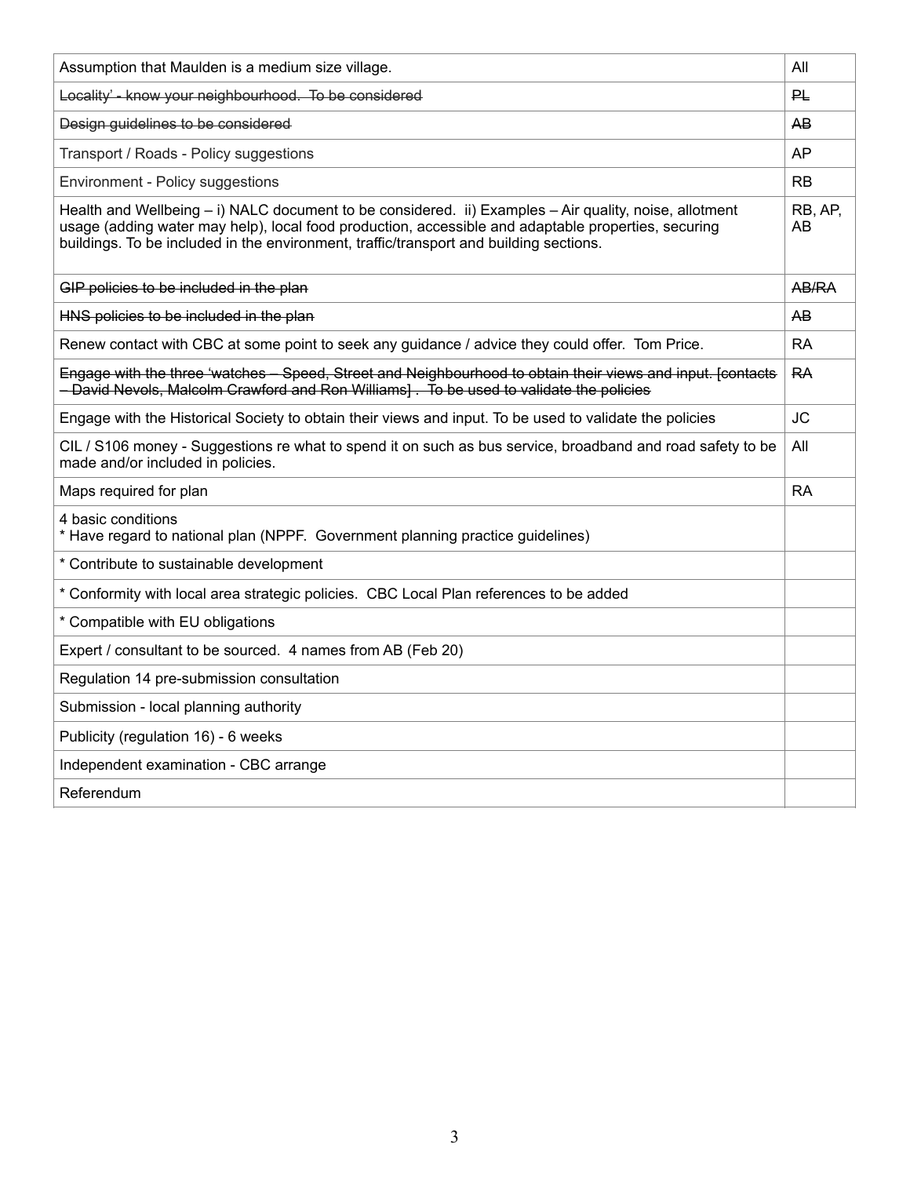| | |
|---|---|
| Assumption that Maulden is a medium size village. | All |
| ~~Locality' - know your neighbourhood. To be considered~~ | ~~PL~~ |
| ~~Design guidelines to be considered~~ | ~~AB~~ |
| Transport / Roads - Policy suggestions | AP |
| Environment - Policy suggestions | RB |
| Health and Wellbeing – i) NALC document to be considered. ii) Examples – Air quality, noise, allotment usage (adding water may help), local food production, accessible and adaptable properties, securing buildings. To be included in the environment, traffic/transport and building sections. | RB, AP, AB |
| ~~GIP policies to be included in the plan~~ | ~~AB/RA~~ |
| ~~HNS policies to be included in the plan~~ | ~~AB~~ |
| Renew contact with CBC at some point to seek any guidance / advice they could offer. Tom Price. | RA |
| ~~Engage with the three 'watches – Speed, Street and Neighbourhood to obtain their views and input. [contacts – David Nevols, Malcolm Crawford and Ron Williams] . To be used to validate the policies~~ | ~~RA~~ |
| Engage with the Historical Society to obtain their views and input. To be used to validate the policies | JC |
| CIL / S106 money - Suggestions re what to spend it on such as bus service, broadband and road safety to be made and/or included in policies. | All |
| Maps required for plan | RA |
| 4 basic conditions<br>* Have regard to national plan (NPPF. Government planning practice guidelines) | |
| * Contribute to sustainable development | |
| * Conformity with local area strategic policies. CBC Local Plan references to be added | |
| * Compatible with EU obligations | |
| Expert / consultant to be sourced. 4 names from AB (Feb 20) | |
| Regulation 14 pre-submission consultation | |
| Submission - local planning authority | |
| Publicity (regulation 16) - 6 weeks | |
| Independent examination - CBC arrange | |
| Referendum | |